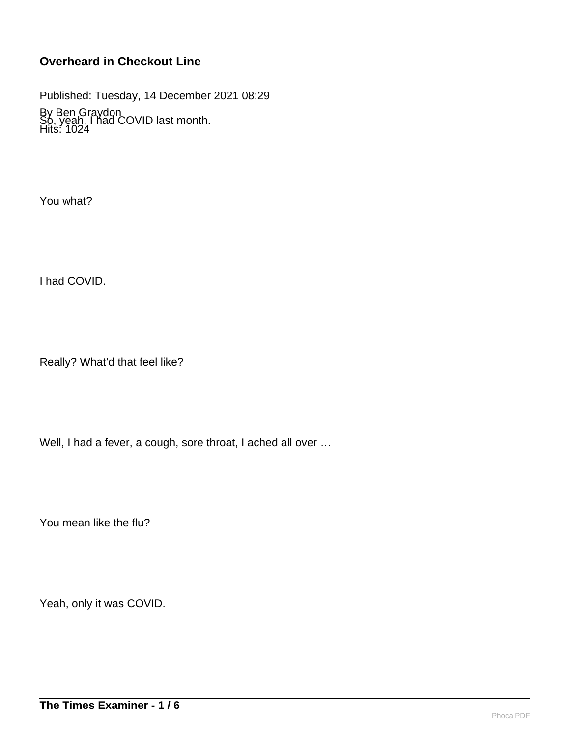# Overheard in Checkout Line

Published: Tuesday, 14 December 2021 08:29
By Ben Graydon
Hits: 1024

So, yeah, I had COVID last month.

You what?

I had COVID.

Really? What'd that feel like?

Well, I had a fever, a cough, sore throat, I ached all over …

You mean like the flu?

Yeah, only it was COVID.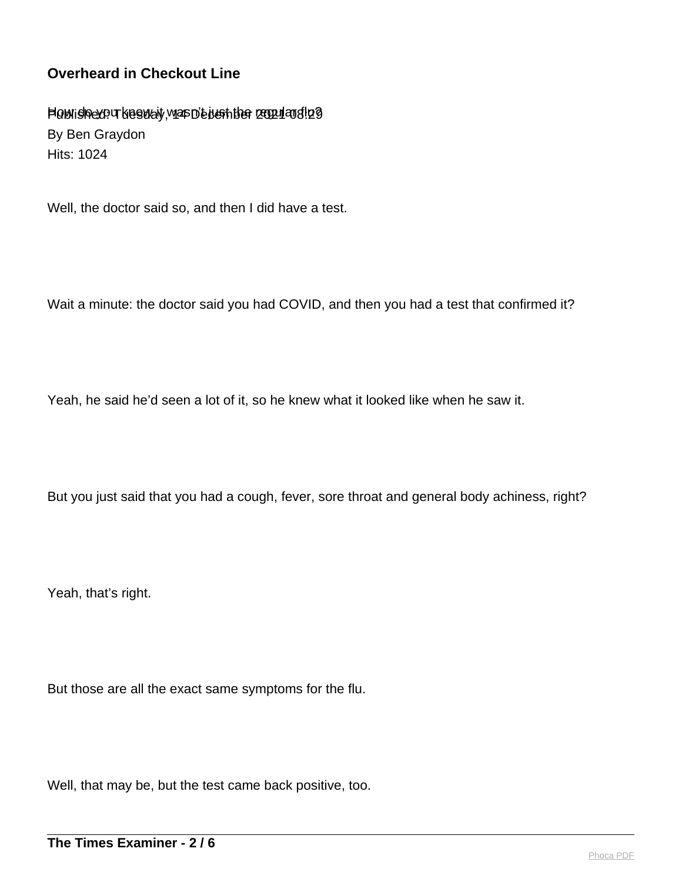**Overheard in Checkout Line**

How do you know it wasn't just the regular flu?

Published: Tuesday, 14 December 2021 08:29

By Ben Graydon

Hits: 1024

Well, the doctor said so, and then I did have a test.

Wait a minute: the doctor said you had COVID, and then you had a test that confirmed it?

Yeah, he said he'd seen a lot of it, so he knew what it looked like when he saw it.

But you just said that you had a cough, fever, sore throat and general body achiness, right?

Yeah, that's right.

But those are all the exact same symptoms for the flu.

Well, that may be, but the test came back positive, too.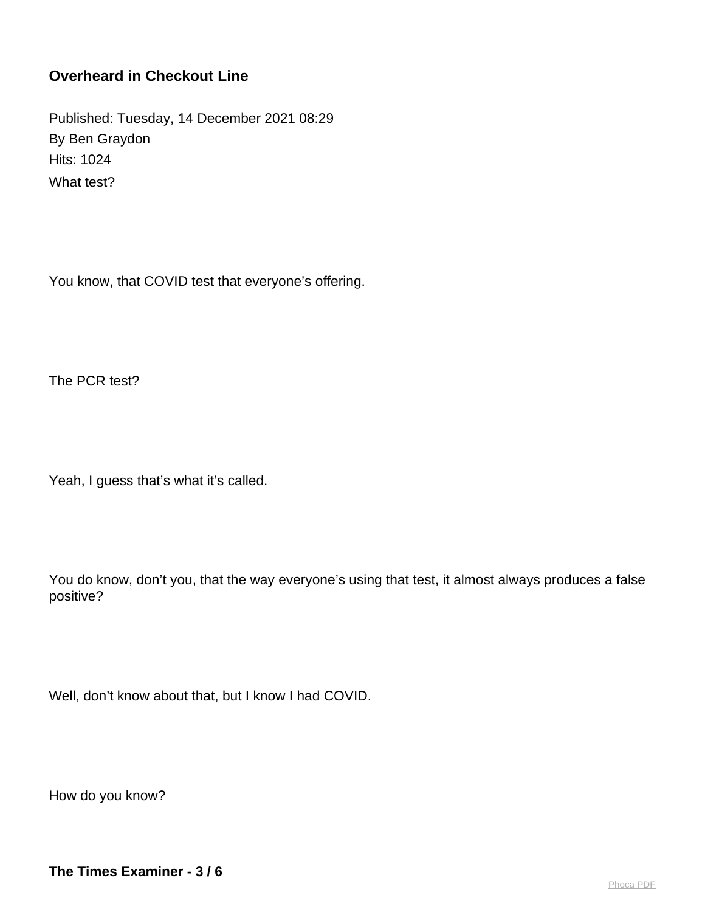## Overheard in Checkout Line

Published: Tuesday, 14 December 2021 08:29
By Ben Graydon
Hits: 1024

What test?

You know, that COVID test that everyone's offering.

The PCR test?

Yeah, I guess that's what it's called.

You do know, don't you, that the way everyone's using that test, it almost always produces a false positive?

Well, don't know about that, but I know I had COVID.

How do you know?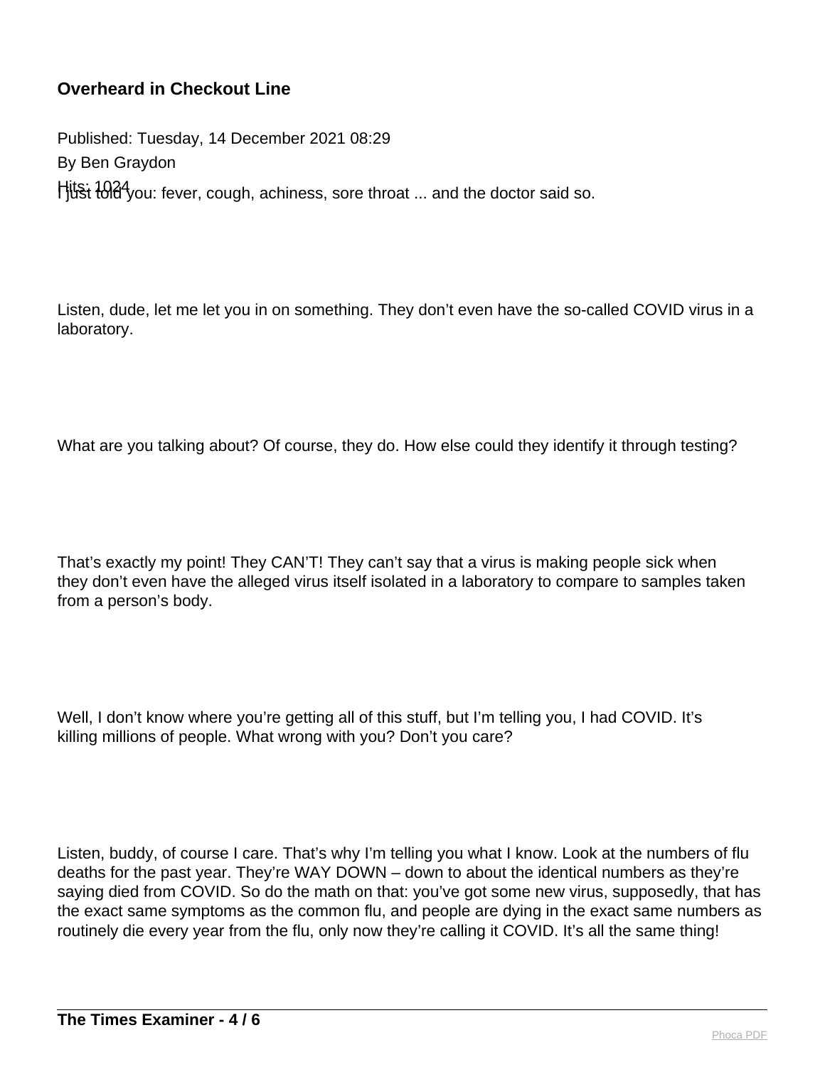**Overheard in Checkout Line**

Published: Tuesday, 14 December 2021 08:29

By Ben Graydon

Hits: 1024

I just told you: fever, cough, achiness, sore throat ... and the doctor said so.

Listen, dude, let me let you in on something. They don't even have the so-called COVID virus in a laboratory.

What are you talking about? Of course, they do. How else could they identify it through testing?

That's exactly my point! They CAN'T! They can't say that a virus is making people sick when they don't even have the alleged virus itself isolated in a laboratory to compare to samples taken from a person's body.

Well, I don't know where you're getting all of this stuff, but I'm telling you, I had COVID. It's killing millions of people. What wrong with you? Don't you care?

Listen, buddy, of course I care. That's why I'm telling you what I know. Look at the numbers of flu deaths for the past year. They're WAY DOWN – down to about the identical numbers as they're saying died from COVID. So do the math on that: you've got some new virus, supposedly, that has the exact same symptoms as the common flu, and people are dying in the exact same numbers as routinely die every year from the flu, only now they're calling it COVID. It's all the same thing!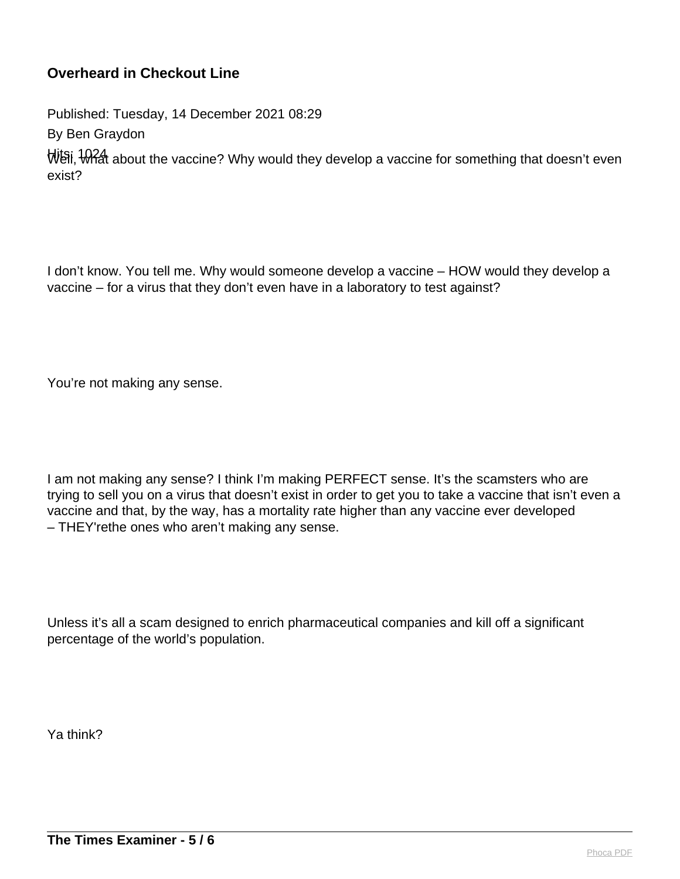**Overheard in Checkout Line**

Published: Tuesday, 14 December 2021 08:29
By Ben Graydon
Hits: 1024

Well, what about the vaccine? Why would they develop a vaccine for something that doesn't even exist?

I don't know. You tell me. Why would someone develop a vaccine – HOW would they develop a vaccine – for a virus that they don't even have in a laboratory to test against?

You're not making any sense.

I am not making any sense? I think I'm making PERFECT sense. It's the scamsters who are trying to sell you on a virus that doesn't exist in order to get you to take a vaccine that isn't even a vaccine and that, by the way, has a mortality rate higher than any vaccine ever developed – THEY'rethe ones who aren't making any sense.

Unless it's all a scam designed to enrich pharmaceutical companies and kill off a significant percentage of the world's population.

Ya think?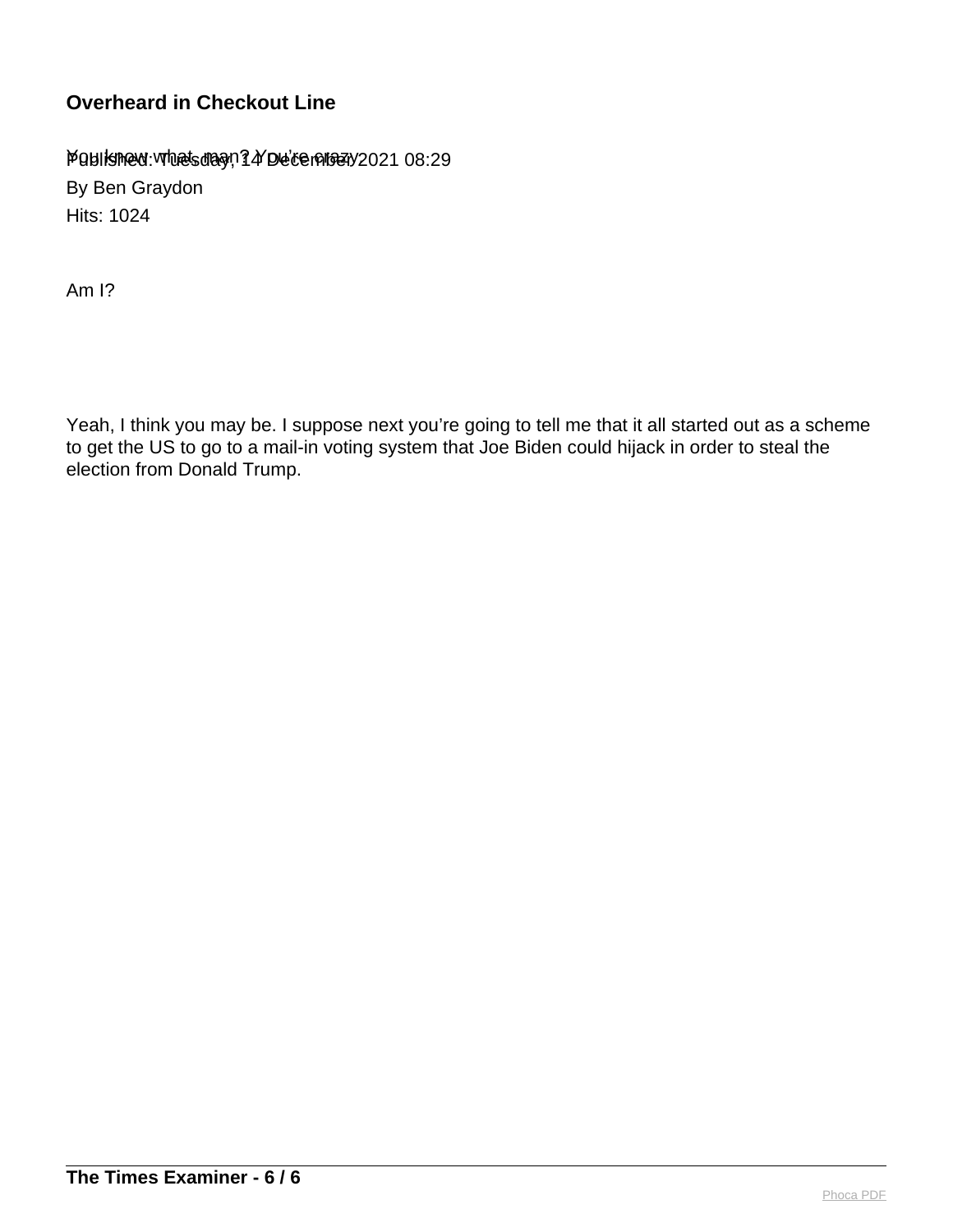**Overheard in Checkout Line**

Published: Tuesday, 14 December 2021 08:29

By Ben Graydon

Hits: 1024

You know what, man? You're crazy.

Am I?

Yeah, I think you may be. I suppose next you're going to tell me that it all started out as a scheme to get the US to go to a mail-in voting system that Joe Biden could hijack in order to steal the election from Donald Trump.